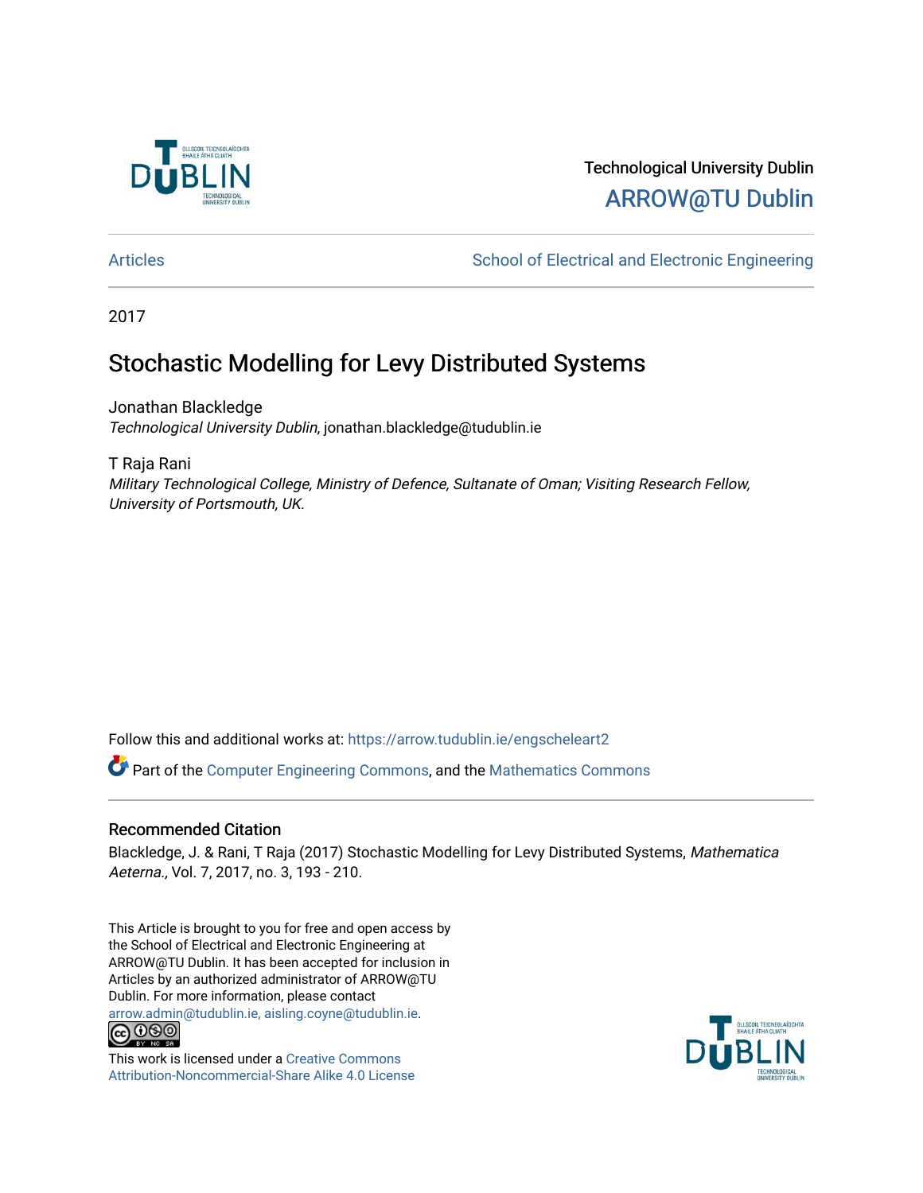Technological University Dublin

ARROW@TU Dublin

Articles

School of Electrical and Electronic Engineering

2017

# Stochastic Modelling for Levy Distributed Systems

Jonathan Blackledge
*Technological University Dublin*, jonathan.blackledge@tudublin.ie

T Raja Rani
*Military Technological College, Ministry of Defence, Sultanate of Oman; Visiting Research Fellow, University of Portsmouth, UK.*

Follow this and additional works at: https://arrow.tudublin.ie/engscheleart2

Part of the Computer Engineering Commons, and the Mathematics Commons

## Recommended Citation

Blackledge, J. & Rani, T Raja (2017) Stochastic Modelling for Levy Distributed Systems, *Mathematica Aeterna.*, Vol. 7, 2017, no. 3, 193 - 210.

This Article is brought to you for free and open access by the School of Electrical and Electronic Engineering at ARROW@TU Dublin. It has been accepted for inclusion in Articles by an authorized administrator of ARROW@TU Dublin. For more information, please contact arrow.admin@tudublin.ie, aisling.coyne@tudublin.ie.

This work is licensed under a Creative Commons Attribution-Noncommercial-Share Alike 4.0 License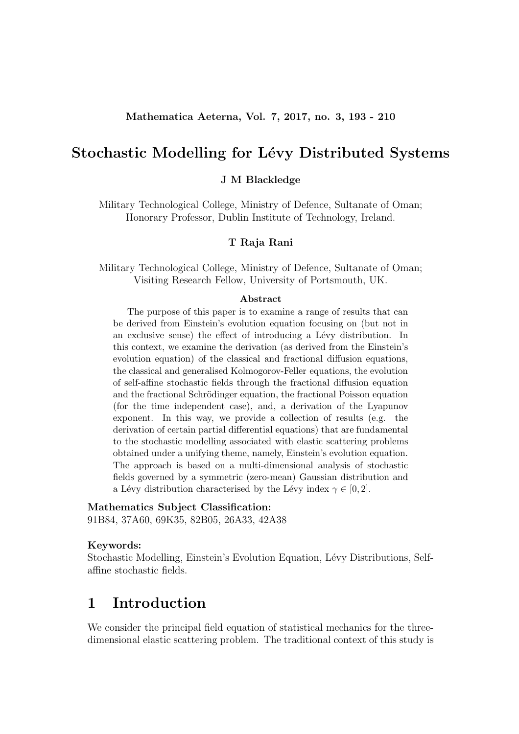# Stochastic Modelling for Lévy Distributed Systems

**J M Blackledge**

Military Technological College, Ministry of Defence, Sultanate of Oman;
Honorary Professor, Dublin Institute of Technology, Ireland.

**T Raja Rani**

Military Technological College, Ministry of Defence, Sultanate of Oman;
Visiting Research Fellow, University of Portsmouth, UK.

**Abstract**

The purpose of this paper is to examine a range of results that can be derived from Einstein's evolution equation focusing on (but not in an exclusive sense) the effect of introducing a Lévy distribution. In this context, we examine the derivation (as derived from the Einstein's evolution equation) of the classical and fractional diffusion equations, the classical and generalised Kolmogorov-Feller equations, the evolution of self-affine stochastic fields through the fractional diffusion equation and the fractional Schrödinger equation, the fractional Poisson equation (for the time independent case), and, a derivation of the Lyapunov exponent. In this way, we provide a collection of results (e.g. the derivation of certain partial differential equations) that are fundamental to the stochastic modelling associated with elastic scattering problems obtained under a unifying theme, namely, Einstein's evolution equation. The approach is based on a multi-dimensional analysis of stochastic fields governed by a symmetric (zero-mean) Gaussian distribution and a Lévy distribution characterised by the Lévy index $\gamma \in [0, 2]$.

**Mathematics Subject Classification:**
91B84, 37A60, 69K35, 82B05, 26A33, 42A38

**Keywords:**
Stochastic Modelling, Einstein's Evolution Equation, Lévy Distributions, Self-affine stochastic fields.

## 1 Introduction

We consider the principal field equation of statistical mechanics for the three-dimensional elastic scattering problem. The traditional context of this study is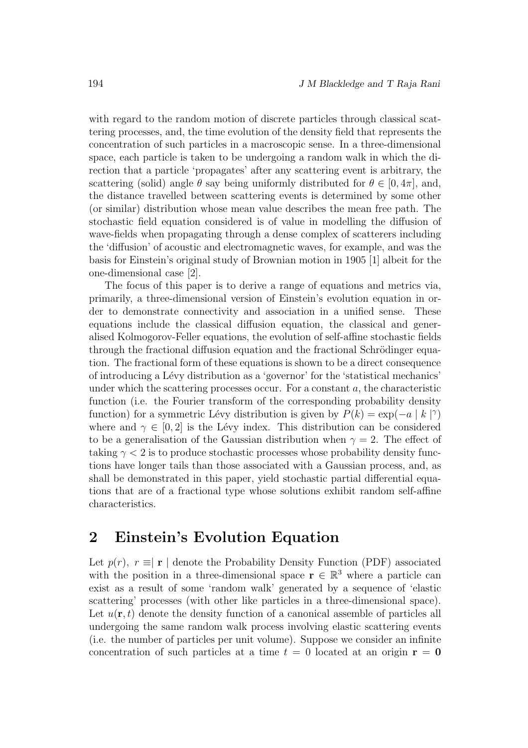with regard to the random motion of discrete particles through classical scattering processes, and, the time evolution of the density field that represents the concentration of such particles in a macroscopic sense. In a three-dimensional space, each particle is taken to be undergoing a random walk in which the direction that a particle 'propagates' after any scattering event is arbitrary, the scattering (solid) angle $\theta$ say being uniformly distributed for $\theta \in [0, 4\pi]$, and, the distance travelled between scattering events is determined by some other (or similar) distribution whose mean value describes the mean free path. The stochastic field equation considered is of value in modelling the diffusion of wave-fields when propagating through a dense complex of scatterers including the 'diffusion' of acoustic and electromagnetic waves, for example, and was the basis for Einstein's original study of Brownian motion in 1905 [1] albeit for the one-dimensional case [2].

The focus of this paper is to derive a range of equations and metrics via, primarily, a three-dimensional version of Einstein's evolution equation in order to demonstrate connectivity and association in a unified sense. These equations include the classical diffusion equation, the classical and generalised Kolmogorov-Feller equations, the evolution of self-affine stochastic fields through the fractional diffusion equation and the fractional Schrödinger equation. The fractional form of these equations is shown to be a direct consequence of introducing a Lévy distribution as a 'governor' for the 'statistical mechanics' under which the scattering processes occur. For a constant $a$, the characteristic function (i.e. the Fourier transform of the corresponding probability density function) for a symmetric Lévy distribution is given by $P(k) = \exp(-a \mid k \mid^{\gamma})$ where and $\gamma \in [0, 2]$ is the Lévy index. This distribution can be considered to be a generalisation of the Gaussian distribution when $\gamma = 2$. The effect of taking $\gamma < 2$ is to produce stochastic processes whose probability density functions have longer tails than those associated with a Gaussian process, and, as shall be demonstrated in this paper, yield stochastic partial differential equations that are of a fractional type whose solutions exhibit random self-affine characteristics.

## 2 Einstein's Evolution Equation

Let $p(r), \ r \equiv \mid \mathbf{r} \mid$ denote the Probability Density Function (PDF) associated with the position in a three-dimensional space $\mathbf{r} \in \mathbb{R}^3$ where a particle can exist as a result of some 'random walk' generated by a sequence of 'elastic scattering' processes (with other like particles in a three-dimensional space). Let $u(\mathbf{r}, t)$ denote the density function of a canonical assemble of particles all undergoing the same random walk process involving elastic scattering events (i.e. the number of particles per unit volume). Suppose we consider an infinite concentration of such particles at a time $t = 0$ located at an origin $\mathbf{r} = \mathbf{0}$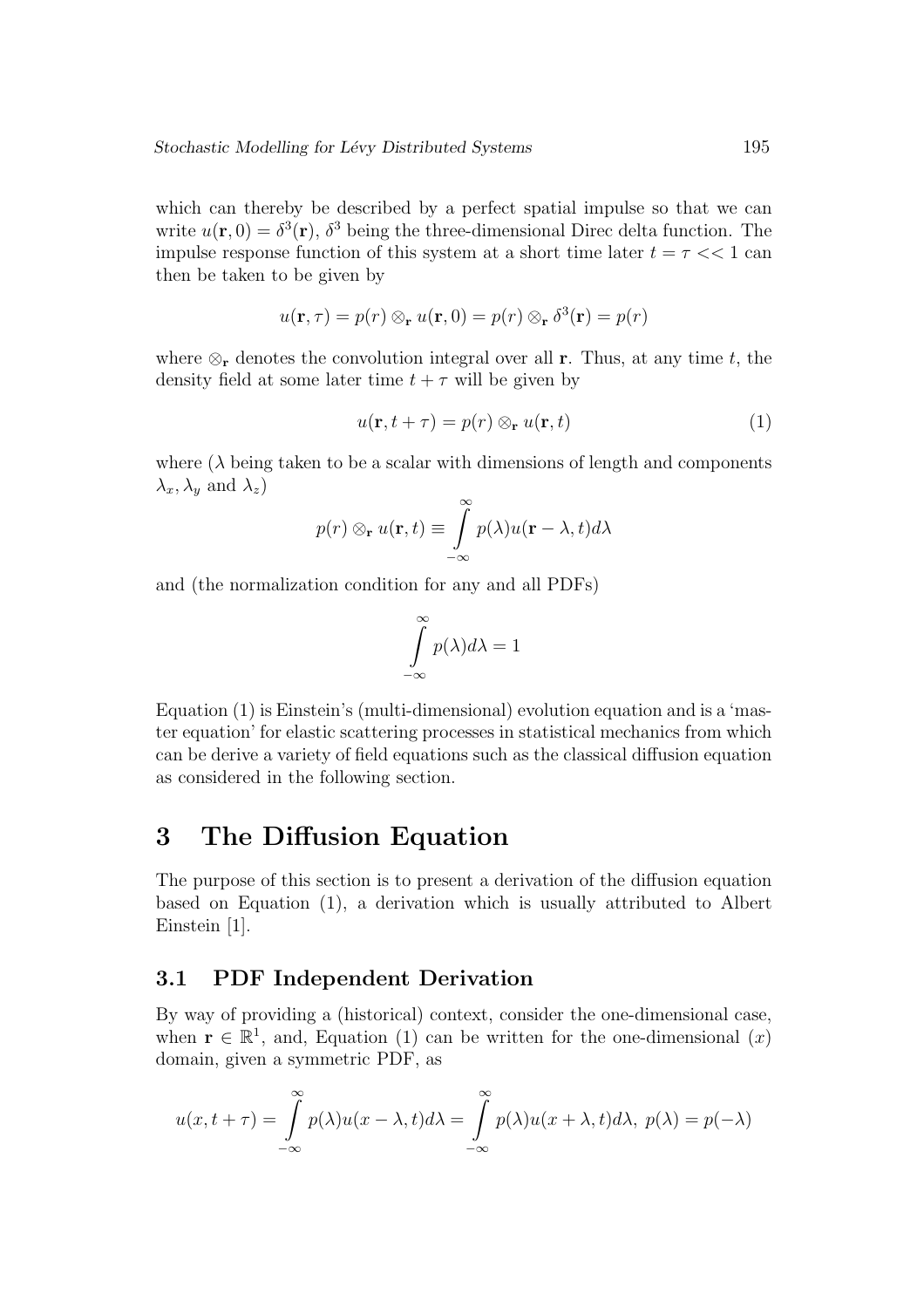which can thereby be described by a perfect spatial impulse so that we can write $u(\mathbf{r}, 0) = \delta^3(\mathbf{r})$, $\delta^3$ being the three-dimensional Direc delta function. The impulse response function of this system at a short time later $t = \tau << 1$ can then be taken to be given by

$$u(\mathbf{r}, \tau) = p(r) \otimes_{\mathbf{r}} u(\mathbf{r}, 0) = p(r) \otimes_{\mathbf{r}} \delta^3(\mathbf{r}) = p(r)$$

where $\otimes_{\mathbf{r}}$ denotes the convolution integral over all $\mathbf{r}$. Thus, at any time $t$, the density field at some later time $t + \tau$ will be given by

$$u(\mathbf{r}, t + \tau) = p(r) \otimes_{\mathbf{r}} u(\mathbf{r}, t) \tag{1}$$

where ($\lambda$ being taken to be a scalar with dimensions of length and components $\lambda_x$, $\lambda_y$ and $\lambda_z$)

$$p(r) \otimes_{\mathbf{r}} u(\mathbf{r}, t) \equiv \int_{-\infty}^{\infty} p(\lambda) u(\mathbf{r} - \lambda, t) d\lambda$$

and (the normalization condition for any and all PDFs)

$$\int_{-\infty}^{\infty} p(\lambda) d\lambda = 1$$

Equation (1) is Einstein's (multi-dimensional) evolution equation and is a 'master equation' for elastic scattering processes in statistical mechanics from which can be derive a variety of field equations such as the classical diffusion equation as considered in the following section.

# 3 The Diffusion Equation

The purpose of this section is to present a derivation of the diffusion equation based on Equation (1), a derivation which is usually attributed to Albert Einstein [1].

## 3.1 PDF Independent Derivation

By way of providing a (historical) context, consider the one-dimensional case, when $\mathbf{r} \in \mathbb{R}^1$, and, Equation (1) can be written for the one-dimensional ($x$) domain, given a symmetric PDF, as

$$u(x, t + \tau) = \int_{-\infty}^{\infty} p(\lambda) u(x - \lambda, t) d\lambda = \int_{-\infty}^{\infty} p(\lambda) u(x + \lambda, t) d\lambda, \ p(\lambda) = p(-\lambda)$$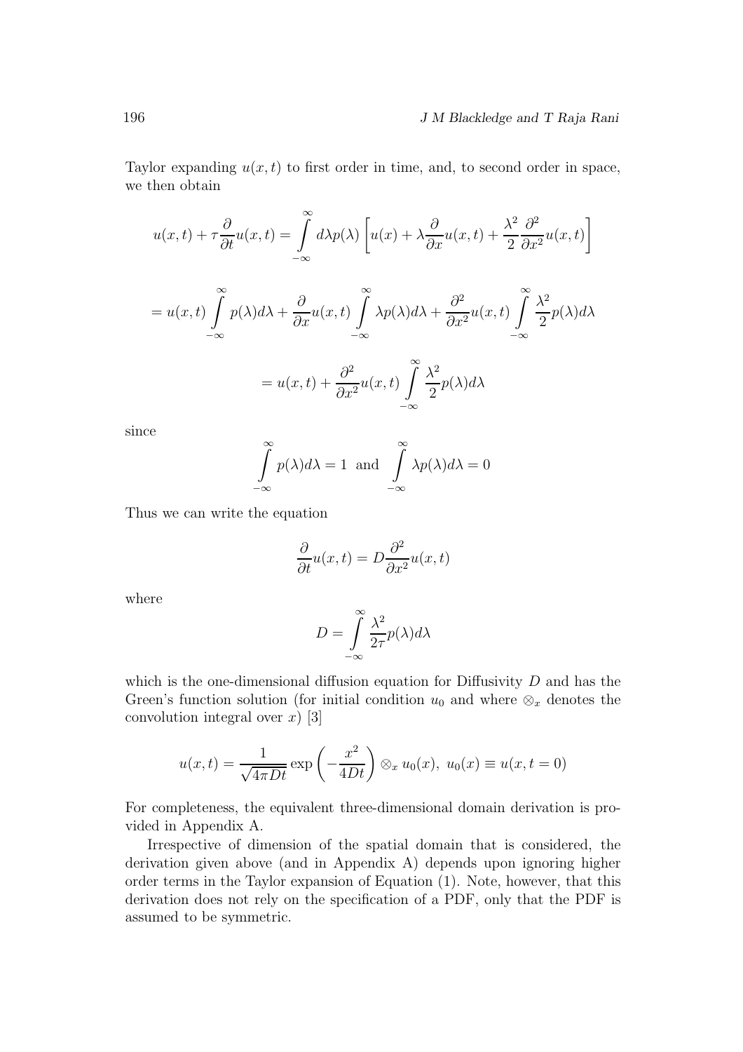Taylor expanding $u(x,t)$ to first order in time, and, to second order in space, we then obtain

$$u(x,t) + \tau \frac{\partial}{\partial t} u(x,t) = \int_{-\infty}^{\infty} d\lambda p(\lambda) \left[ u(x) + \lambda \frac{\partial}{\partial x} u(x,t) + \frac{\lambda^2}{2} \frac{\partial^2}{\partial x^2} u(x,t) \right]$$

$$= u(x,t) \int_{-\infty}^{\infty} p(\lambda) d\lambda + \frac{\partial}{\partial x} u(x,t) \int_{-\infty}^{\infty} \lambda p(\lambda) d\lambda + \frac{\partial^2}{\partial x^2} u(x,t) \int_{-\infty}^{\infty} \frac{\lambda^2}{2} p(\lambda) d\lambda$$

$$= u(x,t) + \frac{\partial^2}{\partial x^2} u(x,t) \int_{-\infty}^{\infty} \frac{\lambda^2}{2} p(\lambda) d\lambda$$

since

$$\int_{-\infty}^{\infty} p(\lambda) d\lambda = 1 \text{ and } \int_{-\infty}^{\infty} \lambda p(\lambda) d\lambda = 0$$

Thus we can write the equation

$$\frac{\partial}{\partial t} u(x,t) = D \frac{\partial^2}{\partial x^2} u(x,t)$$

where

$$D = \int_{-\infty}^{\infty} \frac{\lambda^2}{2\tau} p(\lambda) d\lambda$$

which is the one-dimensional diffusion equation for Diffusivity $D$ and has the Green's function solution (for initial condition $u_0$ and where $\otimes_x$ denotes the convolution integral over $x$) [3]

$$u(x,t) = \frac{1}{\sqrt{4\pi D t}} \exp\left( -\frac{x^2}{4Dt} \right) \otimes_x u_0(x), \; u_0(x) \equiv u(x, t=0)$$

For completeness, the equivalent three-dimensional domain derivation is provided in Appendix A.

Irrespective of dimension of the spatial domain that is considered, the derivation given above (and in Appendix A) depends upon ignoring higher order terms in the Taylor expansion of Equation (1). Note, however, that this derivation does not rely on the specification of a PDF, only that the PDF is assumed to be symmetric.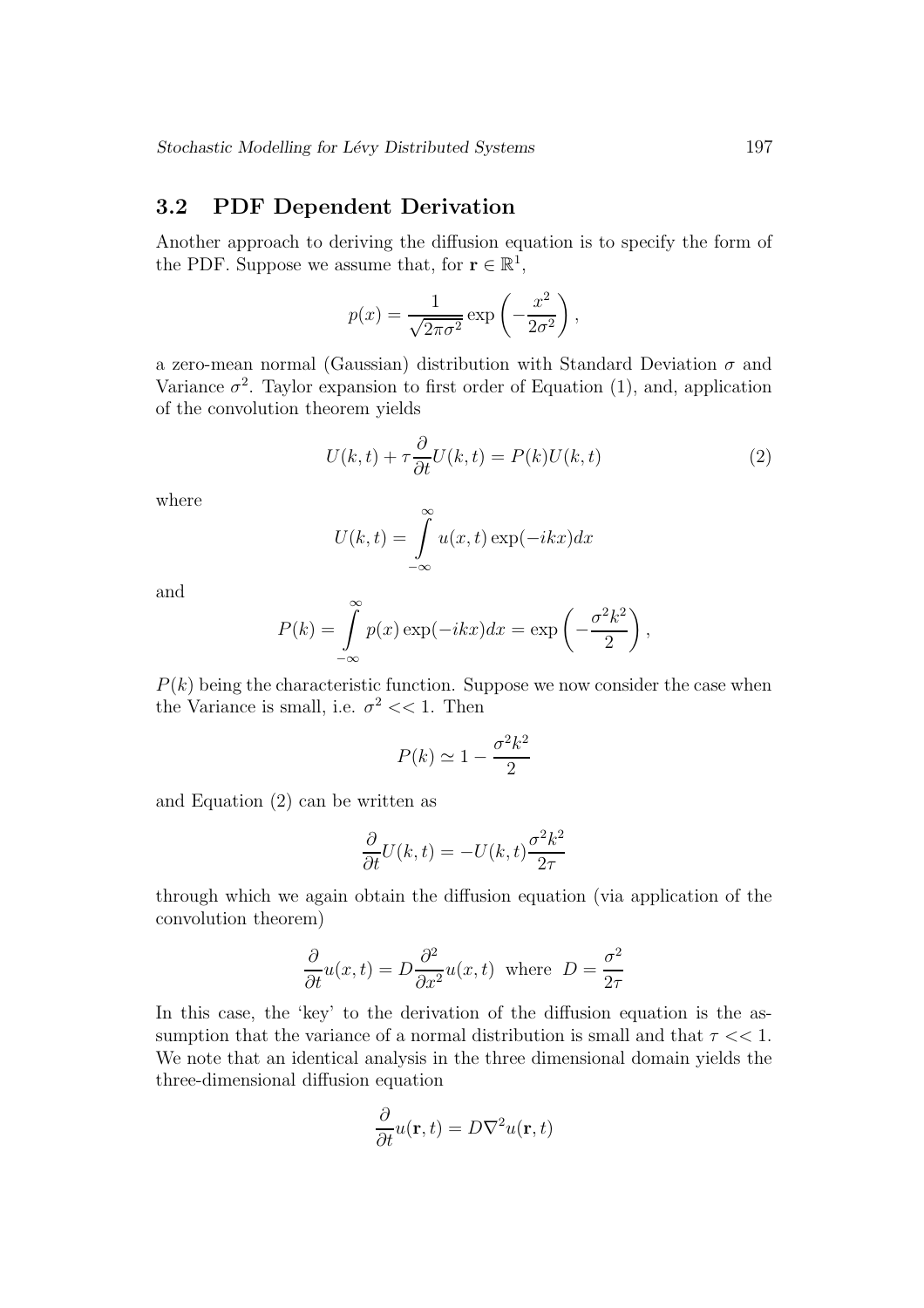## 3.2 PDF Dependent Derivation

Another approach to deriving the diffusion equation is to specify the form of the PDF. Suppose we assume that, for $\mathbf{r} \in \mathbb{R}^1$,

$$p(x) = \frac{1}{\sqrt{2\pi\sigma^2}} \exp\left(-\frac{x^2}{2\sigma^2}\right),$$

a zero-mean normal (Gaussian) distribution with Standard Deviation $\sigma$ and Variance $\sigma^2$. Taylor expansion to first order of Equation (1), and, application of the convolution theorem yields

$$U(k,t) + \tau \frac{\partial}{\partial t} U(k,t) = P(k)U(k,t) \tag{2}$$

where

$$U(k,t) = \int\limits_{-\infty}^{\infty} u(x,t) \exp(-ikx) dx$$

and

$$P(k) = \int\limits_{-\infty}^{\infty} p(x) \exp(-ikx) dx = \exp\left(-\frac{\sigma^2 k^2}{2}\right),$$

$P(k)$ being the characteristic function. Suppose we now consider the case when the Variance is small, i.e. $\sigma^2 << 1$. Then

$$P(k) \simeq 1 - \frac{\sigma^2 k^2}{2}$$

and Equation (2) can be written as

$$\frac{\partial}{\partial t} U(k,t) = -U(k,t) \frac{\sigma^2 k^2}{2\tau}$$

through which we again obtain the diffusion equation (via application of the convolution theorem)

$$\frac{\partial}{\partial t} u(x,t) = D \frac{\partial^2}{\partial x^2} u(x,t) \;\; \text{where} \;\; D = \frac{\sigma^2}{2\tau}$$

In this case, the 'key' to the derivation of the diffusion equation is the assumption that the variance of a normal distribution is small and that $\tau << 1$. We note that an identical analysis in the three dimensional domain yields the three-dimensional diffusion equation

$$\frac{\partial}{\partial t} u(\mathbf{r}, t) = D \nabla^2 u(\mathbf{r}, t)$$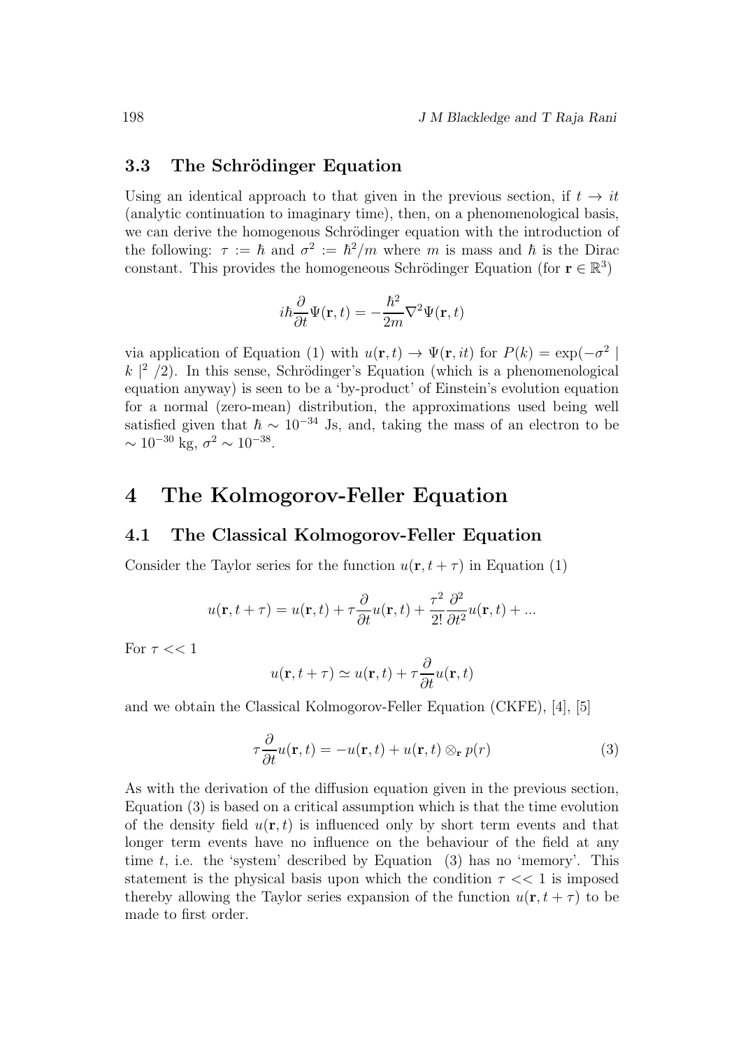### 3.3 The Schrödinger Equation

Using an identical approach to that given in the previous section, if $t \to it$ (analytic continuation to imaginary time), then, on a phenomenological basis, we can derive the homogenous Schrödinger equation with the introduction of the following: $\tau := \hbar$ and $\sigma^2 := \hbar^2/m$ where $m$ is mass and $\hbar$ is the Dirac constant. This provides the homogeneous Schrödinger Equation (for $\mathbf{r} \in \mathbb{R}^3$)

$$i\hbar \frac{\partial}{\partial t}\Psi(\mathbf{r}, t) = -\frac{\hbar^2}{2m}\nabla^2 \Psi(\mathbf{r}, t)$$

via application of Equation (1) with $u(\mathbf{r}, t) \to \Psi(\mathbf{r}, it)$ for $P(k) = \exp(-\sigma^2 \mid k \mid^2 /2)$. In this sense, Schrödinger's Equation (which is a phenomenological equation anyway) is seen to be a 'by-product' of Einstein's evolution equation for a normal (zero-mean) distribution, the approximations used being well satisfied given that $\hbar \sim 10^{-34}$ Js, and, taking the mass of an electron to be $\sim 10^{-30}$ kg, $\sigma^2 \sim 10^{-38}$.

# 4 The Kolmogorov-Feller Equation

## 4.1 The Classical Kolmogorov-Feller Equation

Consider the Taylor series for the function $u(\mathbf{r}, t + \tau)$ in Equation (1)

$$u(\mathbf{r}, t + \tau) = u(\mathbf{r}, t) + \tau \frac{\partial}{\partial t} u(\mathbf{r}, t) + \frac{\tau^2}{2!} \frac{\partial^2}{\partial t^2} u(\mathbf{r}, t) + ...$$

For $\tau << 1$

$$u(\mathbf{r}, t + \tau) \simeq u(\mathbf{r}, t) + \tau \frac{\partial}{\partial t} u(\mathbf{r}, t)$$

and we obtain the Classical Kolmogorov-Feller Equation (CKFE), [4], [5]

$$\tau \frac{\partial}{\partial t} u(\mathbf{r}, t) = -u(\mathbf{r}, t) + u(\mathbf{r}, t) \otimes_{\mathbf{r}} p(r) \tag{3}$$

As with the derivation of the diffusion equation given in the previous section, Equation (3) is based on a critical assumption which is that the time evolution of the density field $u(\mathbf{r}, t)$ is influenced only by short term events and that longer term events have no influence on the behaviour of the field at any time $t$, i.e. the 'system' described by Equation (3) has no 'memory'. This statement is the physical basis upon which the condition $\tau << 1$ is imposed thereby allowing the Taylor series expansion of the function $u(\mathbf{r}, t + \tau)$ to be made to first order.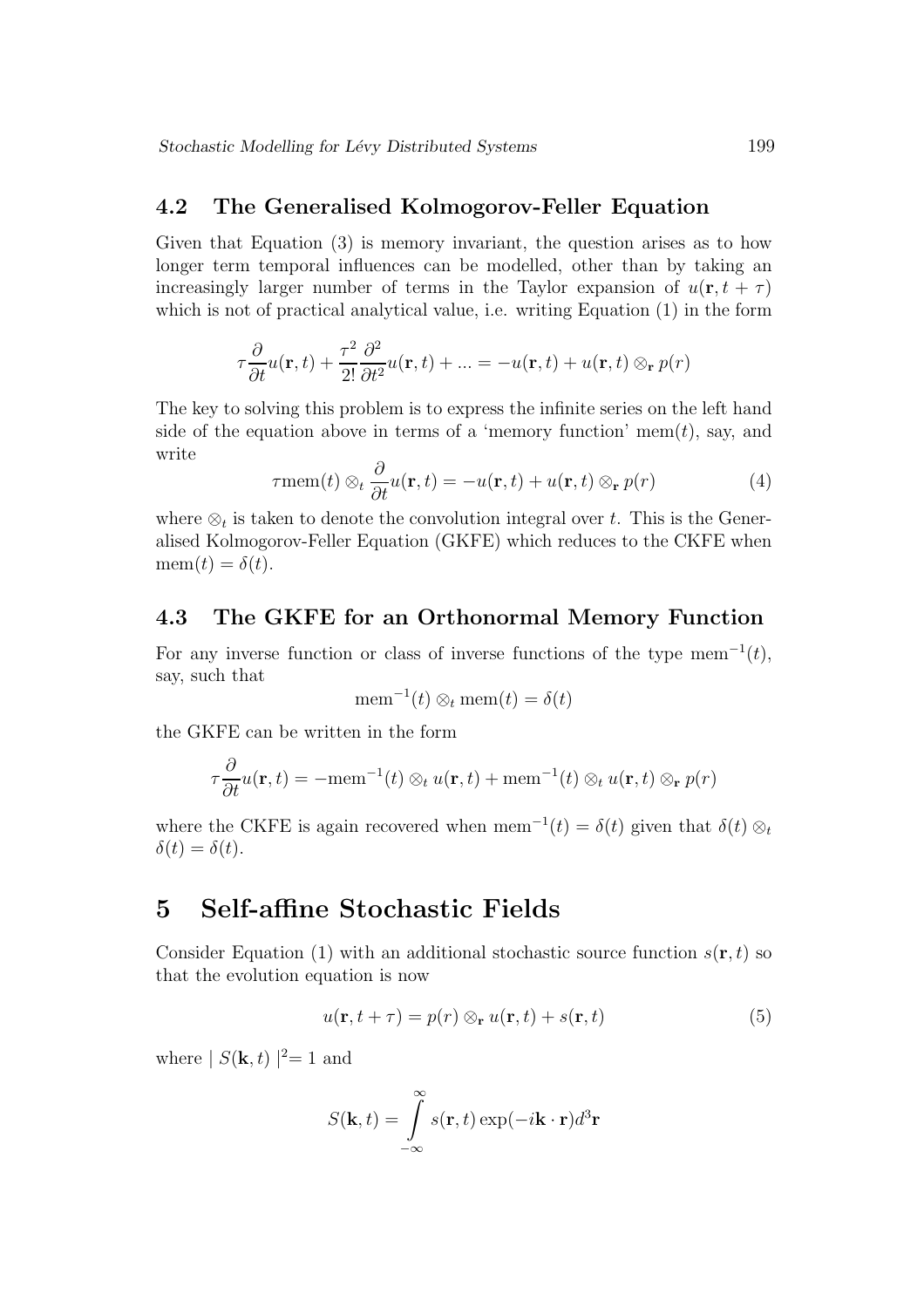### 4.2 The Generalised Kolmogorov-Feller Equation

Given that Equation (3) is memory invariant, the question arises as to how longer term temporal influences can be modelled, other than by taking an increasingly larger number of terms in the Taylor expansion of $u(\mathbf{r}, t + \tau)$ which is not of practical analytical value, i.e. writing Equation (1) in the form

$$\tau \frac{\partial}{\partial t} u(\mathbf{r}, t) + \frac{\tau^2}{2!} \frac{\partial^2}{\partial t^2} u(\mathbf{r}, t) + ... = -u(\mathbf{r}, t) + u(\mathbf{r}, t) \otimes_{\mathbf{r}} p(r)$$

The key to solving this problem is to express the infinite series on the left hand side of the equation above in terms of a 'memory function' $\text{mem}(t)$, say, and write

$$\tau \text{mem}(t) \otimes_t \frac{\partial}{\partial t} u(\mathbf{r}, t) = -u(\mathbf{r}, t) + u(\mathbf{r}, t) \otimes_{\mathbf{r}} p(r) \tag{4}$$

where $\otimes_t$ is taken to denote the convolution integral over $t$. This is the Generalised Kolmogorov-Feller Equation (GKFE) which reduces to the CKFE when $\text{mem}(t) = \delta(t)$.

### 4.3 The GKFE for an Orthonormal Memory Function

For any inverse function or class of inverse functions of the type $\text{mem}^{-1}(t)$, say, such that

$$\text{mem}^{-1}(t) \otimes_t \text{mem}(t) = \delta(t)$$

the GKFE can be written in the form

$$\tau \frac{\partial}{\partial t} u(\mathbf{r}, t) = -\text{mem}^{-1}(t) \otimes_t u(\mathbf{r}, t) + \text{mem}^{-1}(t) \otimes_t u(\mathbf{r}, t) \otimes_{\mathbf{r}} p(r)$$

where the CKFE is again recovered when $\text{mem}^{-1}(t) = \delta(t)$ given that $\delta(t) \otimes_t \delta(t) = \delta(t)$.

## 5 Self-affine Stochastic Fields

Consider Equation (1) with an additional stochastic source function $s(\mathbf{r}, t)$ so that the evolution equation is now

$$u(\mathbf{r}, t + \tau) = p(r) \otimes_{\mathbf{r}} u(\mathbf{r}, t) + s(\mathbf{r}, t) \tag{5}$$

where $| S(\mathbf{k}, t) |^2 = 1$ and

$$S(\mathbf{k}, t) = \int_{-\infty}^{\infty} s(\mathbf{r}, t) \exp(-i\mathbf{k} \cdot \mathbf{r}) d^3\mathbf{r}$$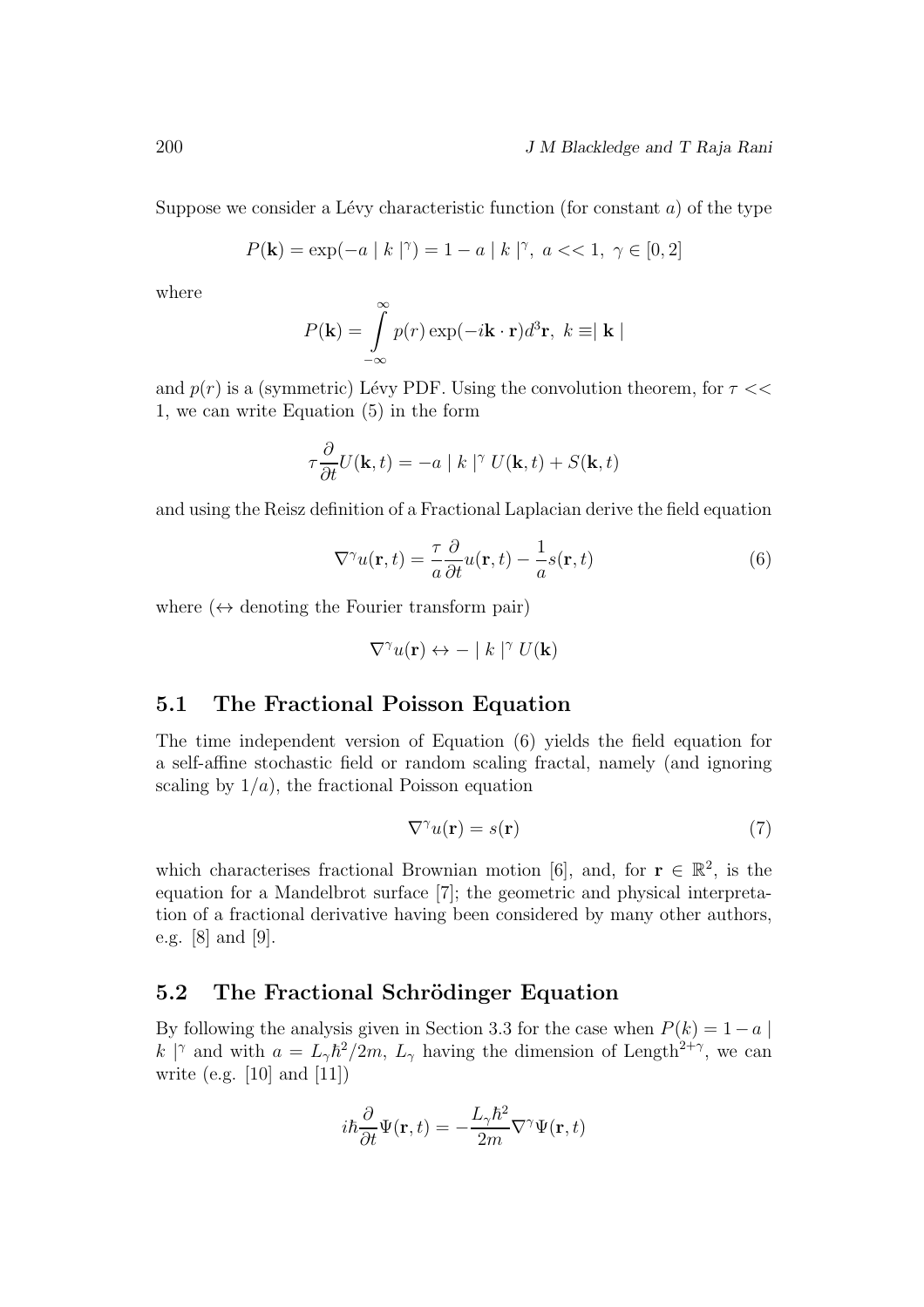Suppose we consider a Lévy characteristic function (for constant $a$) of the type

$$P(\mathbf{k}) = \exp(-a \mid k \mid^{\gamma}) = 1 - a \mid k \mid^{\gamma}, \ a << 1, \ \gamma \in [0, 2]$$

where

$$P(\mathbf{k}) = \int_{-\infty}^{\infty} p(r) \exp(-i\mathbf{k} \cdot \mathbf{r}) d^3\mathbf{r}, \ k \equiv \mid \mathbf{k} \mid$$

and $p(r)$ is a (symmetric) Lévy PDF. Using the convolution theorem, for $\tau << 1$, we can write Equation (5) in the form

$$\tau \frac{\partial}{\partial t} U(\mathbf{k}, t) = -a \mid k \mid^{\gamma} U(\mathbf{k}, t) + S(\mathbf{k}, t)$$

and using the Reisz definition of a Fractional Laplacian derive the field equation

$$\nabla^{\gamma} u(\mathbf{r}, t) = \frac{\tau}{a} \frac{\partial}{\partial t} u(\mathbf{r}, t) - \frac{1}{a} s(\mathbf{r}, t) \tag{6}$$

where ($\leftrightarrow$ denoting the Fourier transform pair)

$$\nabla^{\gamma} u(\mathbf{r}) \leftrightarrow - \mid k \mid^{\gamma} U(\mathbf{k})$$

## 5.1 The Fractional Poisson Equation

The time independent version of Equation (6) yields the field equation for a self-affine stochastic field or random scaling fractal, namely (and ignoring scaling by $1/a$), the fractional Poisson equation

$$\nabla^{\gamma} u(\mathbf{r}) = s(\mathbf{r}) \tag{7}$$

which characterises fractional Brownian motion [6], and, for $\mathbf{r} \in \mathbb{R}^2$, is the equation for a Mandelbrot surface [7]; the geometric and physical interpretation of a fractional derivative having been considered by many other authors, e.g. [8] and [9].

## 5.2 The Fractional Schrödinger Equation

By following the analysis given in Section 3.3 for the case when $P(k) = 1 - a \mid k \mid^{\gamma}$ and with $a = L_{\gamma}\hbar^2/2m$, $L_{\gamma}$ having the dimension of Length$^{2+\gamma}$, we can write (e.g. [10] and [11])

$$i\hbar \frac{\partial}{\partial t} \Psi(\mathbf{r}, t) = -\frac{L_{\gamma}\hbar^2}{2m} \nabla^{\gamma} \Psi(\mathbf{r}, t)$$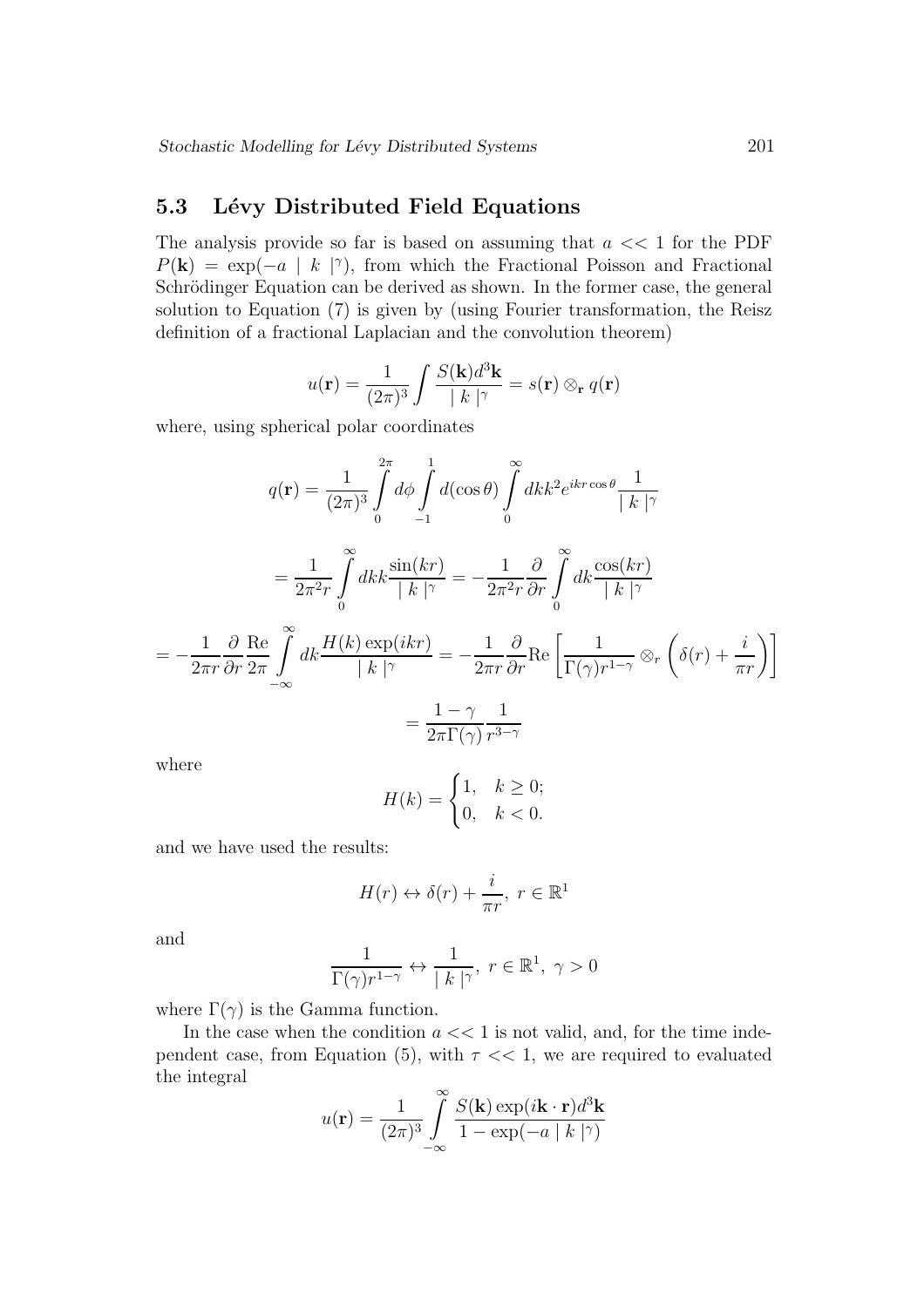## 5.3 Lévy Distributed Field Equations

The analysis provide so far is based on assuming that $a << 1$ for the PDF $P(\mathbf{k}) = \exp(-a \mid k \mid^\gamma)$, from which the Fractional Poisson and Fractional Schrödinger Equation can be derived as shown. In the former case, the general solution to Equation (7) is given by (using Fourier transformation, the Reisz definition of a fractional Laplacian and the convolution theorem)

$$u(\mathbf{r}) = \frac{1}{(2\pi)^3} \int \frac{S(\mathbf{k}) d^3\mathbf{k}}{\mid k \mid^\gamma} = s(\mathbf{r}) \otimes_\mathbf{r} q(\mathbf{r})$$

where, using spherical polar coordinates

$$q(\mathbf{r}) = \frac{1}{(2\pi)^3} \int\limits_0^{2\pi} d\phi \int\limits_{-1}^{1} d(\cos\theta) \int\limits_0^\infty dk k^2 e^{ikr\cos\theta} \frac{1}{\mid k \mid^\gamma}$$

$$= \frac{1}{2\pi^2 r} \int\limits_0^\infty dk k \frac{\sin(kr)}{\mid k \mid^\gamma} = -\frac{1}{2\pi^2 r} \frac{\partial}{\partial r} \int\limits_0^\infty dk \frac{\cos(kr)}{\mid k \mid^\gamma}$$

$$= -\frac{1}{2\pi r} \frac{\partial}{\partial r} \frac{\text{Re}}{2\pi} \int\limits_{-\infty}^{\infty} dk \frac{H(k)\exp(ikr)}{\mid k \mid^\gamma} = -\frac{1}{2\pi r} \frac{\partial}{\partial r} \text{Re}\left[\frac{1}{\Gamma(\gamma) r^{1-\gamma}} \otimes_r \left(\delta(r) + \frac{i}{\pi r}\right)\right]$$

$$= \frac{1-\gamma}{2\pi\Gamma(\gamma)} \frac{1}{r^{3-\gamma}}$$

where

$$H(k) = \begin{cases} 1, & k \geq 0; \\ 0, & k < 0. \end{cases}$$

and we have used the results:

$$H(r) \leftrightarrow \delta(r) + \frac{i}{\pi r}, \ r \in \mathbb{R}^1$$

and

$$\frac{1}{\Gamma(\gamma) r^{1-\gamma}} \leftrightarrow \frac{1}{\mid k \mid^\gamma}, \ r \in \mathbb{R}^1, \ \gamma > 0$$

where $\Gamma(\gamma)$ is the Gamma function.

In the case when the condition $a << 1$ is not valid, and, for the time independent case, from Equation (5), with $\tau << 1$, we are required to evaluated the integral

$$u(\mathbf{r}) = \frac{1}{(2\pi)^3} \int\limits_{-\infty}^{\infty} \frac{S(\mathbf{k}) \exp(i\mathbf{k} \cdot \mathbf{r}) d^3\mathbf{k}}{1 - \exp(-a \mid k \mid^\gamma)}$$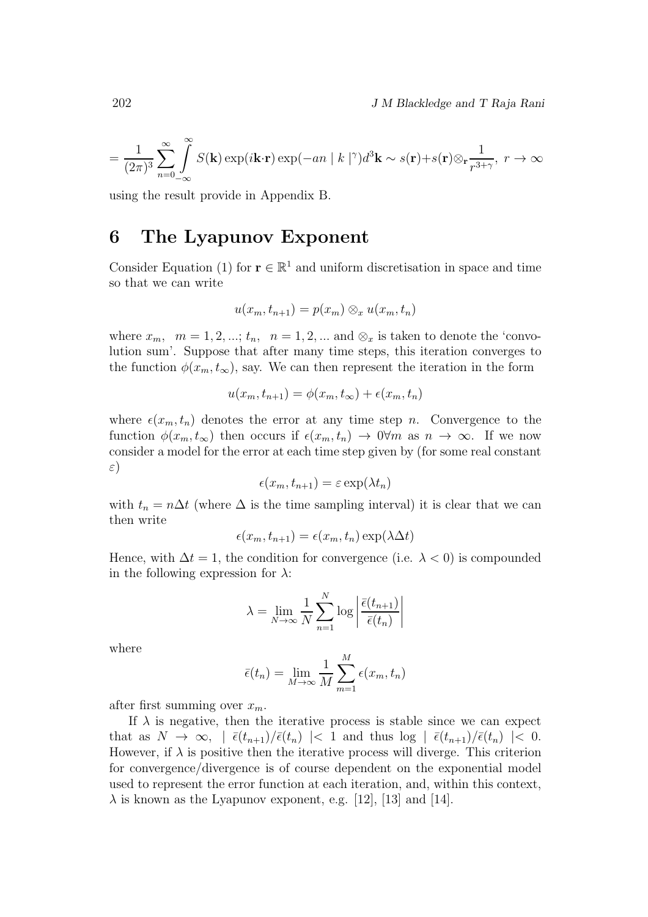$$= \frac{1}{(2\pi)^3} \sum_{n=0}^{\infty} \int_{-\infty}^{\infty} S(\mathbf{k}) \exp(i\mathbf{k}\cdot\mathbf{r}) \exp(-an \mid k \mid^{\gamma}) d^3\mathbf{k} \sim s(\mathbf{r}) + s(\mathbf{r}) \otimes_{\mathbf{r}} \frac{1}{r^{3+\gamma}}, \ r \to \infty$$

using the result provide in Appendix B.

# 6 The Lyapunov Exponent

Consider Equation (1) for $\mathbf{r} \in \mathbb{R}^1$ and uniform discretisation in space and time so that we can write

$$u(x_m, t_{n+1}) = p(x_m) \otimes_x u(x_m, t_n)$$

where $x_m, \ \ m = 1, 2, ...; t_n, \ \ n = 1, 2, ...$ and $\otimes_x$ is taken to denote the 'convolution sum'. Suppose that after many time steps, this iteration converges to the function $\phi(x_m, t_\infty)$, say. We can then represent the iteration in the form

$$u(x_m, t_{n+1}) = \phi(x_m, t_\infty) + \epsilon(x_m, t_n)$$

where $\epsilon(x_m, t_n)$ denotes the error at any time step $n$. Convergence to the function $\phi(x_m, t_\infty)$ then occurs if $\epsilon(x_m, t_n) \to 0 \forall m$ as $n \to \infty$. If we now consider a model for the error at each time step given by (for some real constant $\varepsilon$)

$$\epsilon(x_m, t_{n+1}) = \varepsilon \exp(\lambda t_n)$$

with $t_n = n\Delta t$ (where $\Delta$ is the time sampling interval) it is clear that we can then write

$$\epsilon(x_m, t_{n+1}) = \epsilon(x_m, t_n) \exp(\lambda \Delta t)$$

Hence, with $\Delta t = 1$, the condition for convergence (i.e. $\lambda < 0$) is compounded in the following expression for $\lambda$:

$$\lambda = \lim_{N \to \infty} \frac{1}{N} \sum_{n=1}^{N} \log \left| \frac{\bar{\epsilon}(t_{n+1})}{\bar{\epsilon}(t_n)} \right|$$

where

$$\bar{\epsilon}(t_n) = \lim_{M \to \infty} \frac{1}{M} \sum_{m=1}^{M} \epsilon(x_m, t_n)$$

after first summing over $x_m$.

If $\lambda$ is negative, then the iterative process is stable since we can expect that as $N \to \infty$, $\mid \bar{\epsilon}(t_{n+1})/\bar{\epsilon}(t_n) \mid < 1$ and thus $\log \mid \bar{\epsilon}(t_{n+1})/\bar{\epsilon}(t_n) \mid < 0$. However, if $\lambda$ is positive then the iterative process will diverge. This criterion for convergence/divergence is of course dependent on the exponential model used to represent the error function at each iteration, and, within this context, $\lambda$ is known as the Lyapunov exponent, e.g. [12], [13] and [14].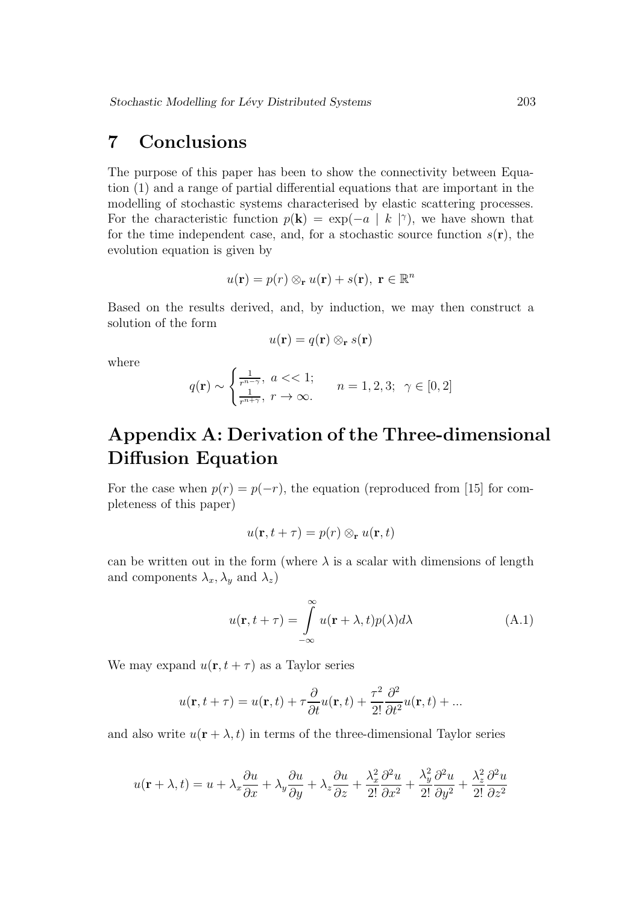## 7 Conclusions

The purpose of this paper has been to show the connectivity between Equation (1) and a range of partial differential equations that are important in the modelling of stochastic systems characterised by elastic scattering processes. For the characteristic function $p(\mathbf{k}) = \exp(-a \mid k \mid^{\gamma})$, we have shown that for the time independent case, and, for a stochastic source function $s(\mathbf{r})$, the evolution equation is given by

$$u(\mathbf{r}) = p(r) \otimes_{\mathbf{r}} u(\mathbf{r}) + s(\mathbf{r}),\ \mathbf{r} \in \mathbb{R}^n$$

Based on the results derived, and, by induction, we may then construct a solution of the form

$$u(\mathbf{r}) = q(\mathbf{r}) \otimes_{\mathbf{r}} s(\mathbf{r})$$

where

$$q(\mathbf{r}) \sim \begin{cases} \frac{1}{r^{n-\gamma}},\ a << 1; \\ \frac{1}{r^{n+\gamma}},\ r \to \infty. \end{cases} \quad n = 1, 2, 3;\ \ \gamma \in [0, 2]$$

## Appendix A: Derivation of the Three-dimensional Diffusion Equation

For the case when $p(r) = p(-r)$, the equation (reproduced from [15] for completeness of this paper)

$$u(\mathbf{r}, t + \tau) = p(r) \otimes_{\mathbf{r}} u(\mathbf{r}, t)$$

can be written out in the form (where $\lambda$ is a scalar with dimensions of length and components $\lambda_x, \lambda_y$ and $\lambda_z$)

$$u(\mathbf{r}, t + \tau) = \int_{-\infty}^{\infty} u(\mathbf{r} + \lambda, t) p(\lambda) d\lambda \tag{A.1}$$

We may expand $u(\mathbf{r}, t + \tau)$ as a Taylor series

$$u(\mathbf{r}, t + \tau) = u(\mathbf{r}, t) + \tau \frac{\partial}{\partial t} u(\mathbf{r}, t) + \frac{\tau^2}{2!} \frac{\partial^2}{\partial t^2} u(\mathbf{r}, t) + ...$$

and also write $u(\mathbf{r} + \lambda, t)$ in terms of the three-dimensional Taylor series

$$u(\mathbf{r} + \lambda, t) = u + \lambda_x \frac{\partial u}{\partial x} + \lambda_y \frac{\partial u}{\partial y} + \lambda_z \frac{\partial u}{\partial z} + \frac{\lambda_x^2}{2!} \frac{\partial^2 u}{\partial x^2} + \frac{\lambda_y^2}{2!} \frac{\partial^2 u}{\partial y^2} + \frac{\lambda_z^2}{2!} \frac{\partial^2 u}{\partial z^2}$$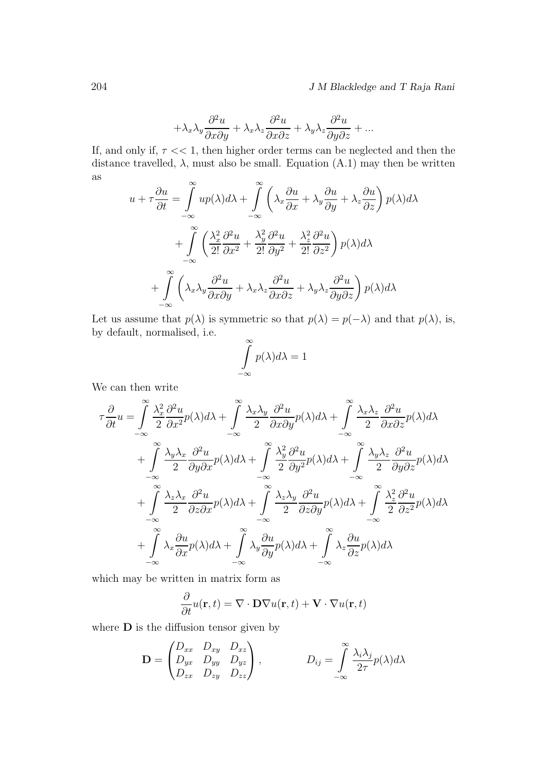$$+\lambda_x\lambda_y\frac{\partial^2 u}{\partial x\partial y}+\lambda_x\lambda_z\frac{\partial^2 u}{\partial x\partial z}+\lambda_y\lambda_z\frac{\partial^2 u}{\partial y\partial z}+...$$

If, and only if, $\tau << 1$, then higher order terms can be neglected and then the distance travelled, $\lambda$, must also be small. Equation (A.1) may then be written as

$$u+\tau\frac{\partial u}{\partial t}=\int_{-\infty}^{\infty}up(\lambda)d\lambda+\int_{-\infty}^{\infty}\left(\lambda_x\frac{\partial u}{\partial x}+\lambda_y\frac{\partial u}{\partial y}+\lambda_z\frac{\partial u}{\partial z}\right)p(\lambda)d\lambda$$

$$+\int_{-\infty}^{\infty}\left(\frac{\lambda_x^2}{2!}\frac{\partial^2 u}{\partial x^2}+\frac{\lambda_y^2}{2!}\frac{\partial^2 u}{\partial y^2}+\frac{\lambda_z^2}{2!}\frac{\partial^2 u}{\partial z^2}\right)p(\lambda)d\lambda$$

$$+\int_{-\infty}^{\infty}\left(\lambda_x\lambda_y\frac{\partial^2 u}{\partial x\partial y}+\lambda_x\lambda_z\frac{\partial^2 u}{\partial x\partial z}+\lambda_y\lambda_z\frac{\partial^2 u}{\partial y\partial z}\right)p(\lambda)d\lambda$$

Let us assume that $p(\lambda)$ is symmetric so that $p(\lambda)=p(-\lambda)$ and that $p(\lambda)$, is, by default, normalised, i.e.

$$\int_{-\infty}^{\infty}p(\lambda)d\lambda=1$$

We can then write

$$\tau\frac{\partial}{\partial t}u=\int_{-\infty}^{\infty}\frac{\lambda_x^2}{2}\frac{\partial^2 u}{\partial x^2}p(\lambda)d\lambda+\int_{-\infty}^{\infty}\frac{\lambda_x\lambda_y}{2}\frac{\partial^2 u}{\partial x\partial y}p(\lambda)d\lambda+\int_{-\infty}^{\infty}\frac{\lambda_x\lambda_z}{2}\frac{\partial^2 u}{\partial x\partial z}p(\lambda)d\lambda$$

$$+\int_{-\infty}^{\infty}\frac{\lambda_y\lambda_x}{2}\frac{\partial^2 u}{\partial y\partial x}p(\lambda)d\lambda+\int_{-\infty}^{\infty}\frac{\lambda_y^2}{2}\frac{\partial^2 u}{\partial y^2}p(\lambda)d\lambda+\int_{-\infty}^{\infty}\frac{\lambda_y\lambda_z}{2}\frac{\partial^2 u}{\partial y\partial z}p(\lambda)d\lambda$$

$$+\int_{-\infty}^{\infty}\frac{\lambda_z\lambda_x}{2}\frac{\partial^2 u}{\partial z\partial x}p(\lambda)d\lambda+\int_{-\infty}^{\infty}\frac{\lambda_z\lambda_y}{2}\frac{\partial^2 u}{\partial z\partial y}p(\lambda)d\lambda+\int_{-\infty}^{\infty}\frac{\lambda_z^2}{2}\frac{\partial^2 u}{\partial z^2}p(\lambda)d\lambda$$

$$+\int_{-\infty}^{\infty}\lambda_x\frac{\partial u}{\partial x}p(\lambda)d\lambda+\int_{-\infty}^{\infty}\lambda_y\frac{\partial u}{\partial y}p(\lambda)d\lambda+\int_{-\infty}^{\infty}\lambda_z\frac{\partial u}{\partial z}p(\lambda)d\lambda$$

which may be written in matrix form as

$$\frac{\partial}{\partial t}u(\mathbf{r},t)=\nabla\cdot\mathbf{D}\nabla u(\mathbf{r},t)+\mathbf{V}\cdot\nabla u(\mathbf{r},t)$$

where $\mathbf{D}$ is the diffusion tensor given by

$$\mathbf{D}=\begin{pmatrix}D_{xx} & D_{xy} & D_{xz}\\ D_{yx} & D_{yy} & D_{yz}\\ D_{zx} & D_{zy} & D_{zz}\end{pmatrix},\qquad D_{ij}=\int_{-\infty}^{\infty}\frac{\lambda_i\lambda_j}{2\tau}p(\lambda)d\lambda$$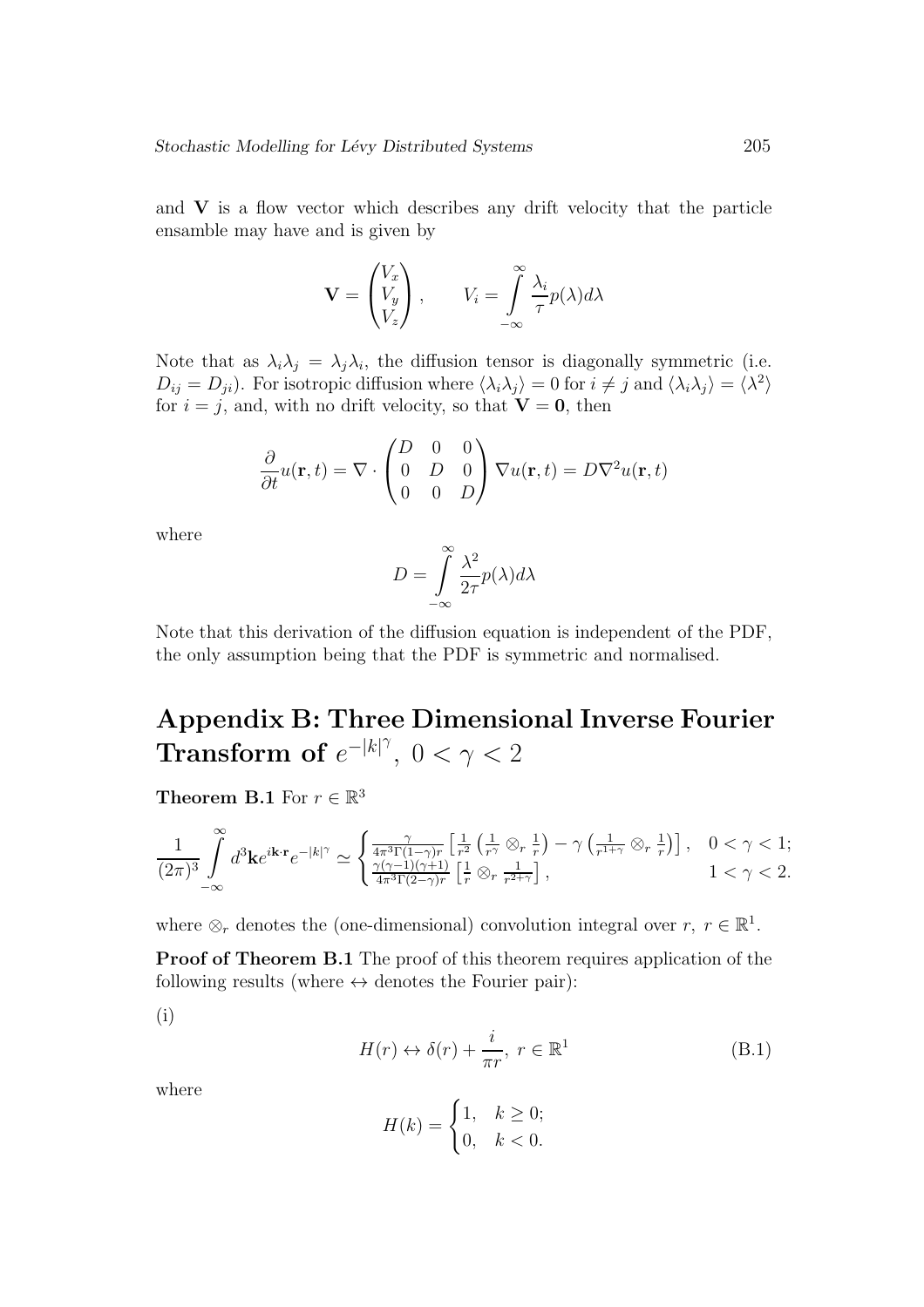and $\mathbf{V}$ is a flow vector which describes any drift velocity that the particle ensamble may have and is given by

$$\mathbf{V} = \begin{pmatrix} V_x \\ V_y \\ V_z \end{pmatrix}, \qquad V_i = \int_{-\infty}^{\infty} \frac{\lambda_i}{\tau} p(\lambda) d\lambda$$

Note that as $\lambda_i \lambda_j = \lambda_j \lambda_i$, the diffusion tensor is diagonally symmetric (i.e. $D_{ij} = D_{ji}$). For isotropic diffusion where $\langle \lambda_i \lambda_j \rangle = 0$ for $i \neq j$ and $\langle \lambda_i \lambda_j \rangle = \langle \lambda^2 \rangle$ for $i = j$, and, with no drift velocity, so that $\mathbf{V} = \mathbf{0}$, then

$$\frac{\partial}{\partial t} u(\mathbf{r}, t) = \nabla \cdot \begin{pmatrix} D & 0 & 0 \\ 0 & D & 0 \\ 0 & 0 & D \end{pmatrix} \nabla u(\mathbf{r}, t) = D \nabla^2 u(\mathbf{r}, t)$$

where

$$D = \int_{-\infty}^{\infty} \frac{\lambda^2}{2\tau} p(\lambda) d\lambda$$

Note that this derivation of the diffusion equation is independent of the PDF, the only assumption being that the PDF is symmetric and normalised.

## Appendix B: Three Dimensional Inverse Fourier Transform of $e^{-|k|^\gamma}$, $0 < \gamma < 2$

**Theorem B.1** For $r \in \mathbb{R}^3$

$$\frac{1}{(2\pi)^3} \int_{-\infty}^{\infty} d^3\mathbf{k} e^{i\mathbf{k}\cdot\mathbf{r}} e^{-|k|^\gamma} \simeq \begin{cases} \frac{\gamma}{4\pi^3 \Gamma(1-\gamma) r} \left[ \frac{1}{r^2} \left( \frac{1}{r^\gamma} \otimes_r \frac{1}{r} \right) - \gamma \left( \frac{1}{r^{1+\gamma}} \otimes_r \frac{1}{r} \right) \right], & 0 < \gamma < 1; \\ \frac{\gamma(\gamma-1)(\gamma+1)}{4\pi^3 \Gamma(2-\gamma) r} \left[ \frac{1}{r} \otimes_r \frac{1}{r^{2+\gamma}} \right], & 1 < \gamma < 2. \end{cases}$$

where $\otimes_r$ denotes the (one-dimensional) convolution integral over $r$, $r \in \mathbb{R}^1$.

**Proof of Theorem B.1** The proof of this theorem requires application of the following results (where $\leftrightarrow$ denotes the Fourier pair):

(i)

$$H(r) \leftrightarrow \delta(r) + \frac{i}{\pi r}, \ r \in \mathbb{R}^1 \tag{B.1}$$

where

$$H(k) = \begin{cases} 1, & k \geq 0; \\ 0, & k < 0. \end{cases}$$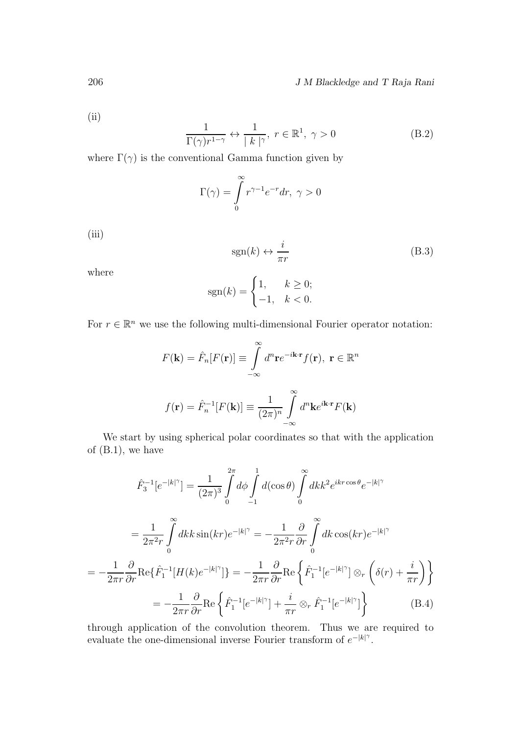(ii)

$$\frac{1}{\Gamma(\gamma)r^{1-\gamma}} \leftrightarrow \frac{1}{|\,k\,|^{\gamma}},\ r \in \mathbb{R}^1,\ \gamma > 0 \tag{B.2}$$

where $\Gamma(\gamma)$ is the conventional Gamma function given by

$$\Gamma(\gamma) = \int_0^\infty r^{\gamma-1}e^{-r}dr,\ \gamma > 0$$

(iii)

$$\text{sgn}(k) \leftrightarrow \frac{i}{\pi r} \tag{B.3}$$

where

$$\text{sgn}(k) = \begin{cases} 1, & k \geq 0; \\ -1, & k < 0. \end{cases}$$

For $r \in \mathbb{R}^n$ we use the following multi-dimensional Fourier operator notation:

$$F(\mathbf{k}) = \hat{F}_n[F(\mathbf{r})] \equiv \int_{-\infty}^{\infty} d^n\mathbf{r}e^{-i\mathbf{k}\cdot\mathbf{r}}f(\mathbf{r}),\ \mathbf{r} \in \mathbb{R}^n$$

$$f(\mathbf{r}) = \hat{F}_n^{-1}[F(\mathbf{k})] \equiv \frac{1}{(2\pi)^n}\int_{-\infty}^{\infty} d^n\mathbf{k}e^{i\mathbf{k}\cdot\mathbf{r}}F(\mathbf{k})$$

We start by using spherical polar coordinates so that with the application of (B.1), we have

$$\hat{F}_3^{-1}[e^{-|k|^\gamma}] = \frac{1}{(2\pi)^3}\int_0^{2\pi} d\phi \int_{-1}^{1} d(\cos\theta)\int_0^\infty dk k^2 e^{ikr\cos\theta}e^{-|k|^\gamma}$$

$$= \frac{1}{2\pi^2 r}\int_0^\infty dk k \sin(kr)e^{-|k|^\gamma} = -\frac{1}{2\pi^2 r}\frac{\partial}{\partial r}\int_0^\infty dk \cos(kr)e^{-|k|^\gamma}$$

$$= -\frac{1}{2\pi r}\frac{\partial}{\partial r}\text{Re}\{\hat{F}_1^{-1}[H(k)e^{-|k|^\gamma}]\} = -\frac{1}{2\pi r}\frac{\partial}{\partial r}\text{Re}\left\{\hat{F}_1^{-1}[e^{-|k|^\gamma}] \otimes_r \left(\delta(r) + \frac{i}{\pi r}\right)\right\}$$

$$= -\frac{1}{2\pi r}\frac{\partial}{\partial r}\text{Re}\left\{\hat{F}_1^{-1}[e^{-|k|^\gamma}] + \frac{i}{\pi r} \otimes_r \hat{F}_1^{-1}[e^{-|k|^\gamma}]\right\} \tag{B.4}$$

through application of the convolution theorem. Thus we are required to evaluate the one-dimensional inverse Fourier transform of $e^{-|k|^\gamma}$.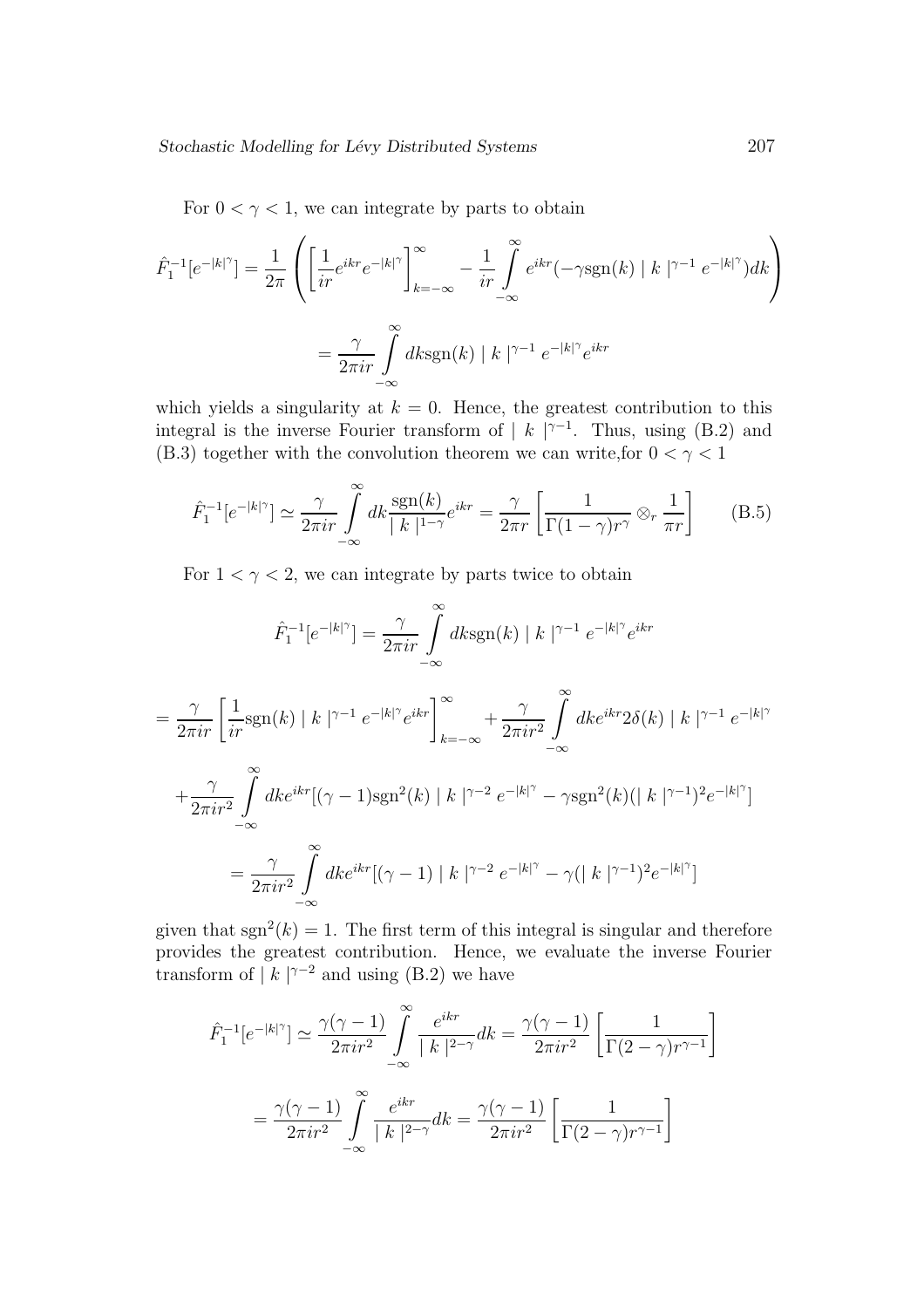For $0 < \gamma < 1$, we can integrate by parts to obtain

$$\hat{F}_1^{-1}[e^{-|k|^\gamma}] = \frac{1}{2\pi}\left(\left[\frac{1}{ir}e^{ikr}e^{-|k|^\gamma}\right]_{k=-\infty}^{\infty} - \frac{1}{ir}\int_{-\infty}^{\infty} e^{ikr}(-\gamma \text{sgn}(k) \mid k \mid^{\gamma-1} e^{-|k|^\gamma})dk\right)$$

$$= \frac{\gamma}{2\pi ir}\int_{-\infty}^{\infty} dk \text{sgn}(k) \mid k \mid^{\gamma-1} e^{-|k|^\gamma} e^{ikr}$$

which yields a singularity at $k = 0$. Hence, the greatest contribution to this integral is the inverse Fourier transform of $\mid k \mid^{\gamma-1}$. Thus, using (B.2) and (B.3) together with the convolution theorem we can write,for $0 < \gamma < 1$

$$\hat{F}_1^{-1}[e^{-|k|^\gamma}] \simeq \frac{\gamma}{2\pi ir}\int_{-\infty}^{\infty} dk \frac{\text{sgn}(k)}{\mid k \mid^{1-\gamma}} e^{ikr} = \frac{\gamma}{2\pi r}\left[\frac{1}{\Gamma(1-\gamma)r^\gamma} \otimes_r \frac{1}{\pi r}\right] \qquad \text{(B.5)}$$

For $1 < \gamma < 2$, we can integrate by parts twice to obtain

$$\hat{F}_1^{-1}[e^{-|k|^\gamma}] = \frac{\gamma}{2\pi ir}\int_{-\infty}^{\infty} dk \text{sgn}(k) \mid k \mid^{\gamma-1} e^{-|k|^\gamma} e^{ikr}$$

$$= \frac{\gamma}{2\pi ir}\left[\frac{1}{ir}\text{sgn}(k) \mid k \mid^{\gamma-1} e^{-|k|^\gamma} e^{ikr}\right]_{k=-\infty}^{\infty} + \frac{\gamma}{2\pi ir^2}\int_{-\infty}^{\infty} dk e^{ikr} 2\delta(k) \mid k \mid^{\gamma-1} e^{-|k|^\gamma}$$

$$+ \frac{\gamma}{2\pi ir^2}\int_{-\infty}^{\infty} dk e^{ikr}[(\gamma-1)\text{sgn}^2(k) \mid k \mid^{\gamma-2} e^{-|k|^\gamma} - \gamma \text{sgn}^2(k)(\mid k \mid^{\gamma-1})^2 e^{-|k|^\gamma}]$$

$$= \frac{\gamma}{2\pi ir^2}\int_{-\infty}^{\infty} dk e^{ikr}[(\gamma-1) \mid k \mid^{\gamma-2} e^{-|k|^\gamma} - \gamma(\mid k \mid^{\gamma-1})^2 e^{-|k|^\gamma}]$$

given that $\text{sgn}^2(k) = 1$. The first term of this integral is singular and therefore provides the greatest contribution. Hence, we evaluate the inverse Fourier transform of $\mid k \mid^{\gamma-2}$ and using (B.2) we have

$$\hat{F}_1^{-1}[e^{-|k|^\gamma}] \simeq \frac{\gamma(\gamma-1)}{2\pi ir^2}\int_{-\infty}^{\infty} \frac{e^{ikr}}{\mid k \mid^{2-\gamma}} dk = \frac{\gamma(\gamma-1)}{2\pi ir^2}\left[\frac{1}{\Gamma(2-\gamma)r^{\gamma-1}}\right]$$

$$= \frac{\gamma(\gamma-1)}{2\pi ir^2}\int_{-\infty}^{\infty} \frac{e^{ikr}}{\mid k \mid^{2-\gamma}} dk = \frac{\gamma(\gamma-1)}{2\pi ir^2}\left[\frac{1}{\Gamma(2-\gamma)r^{\gamma-1}}\right]$$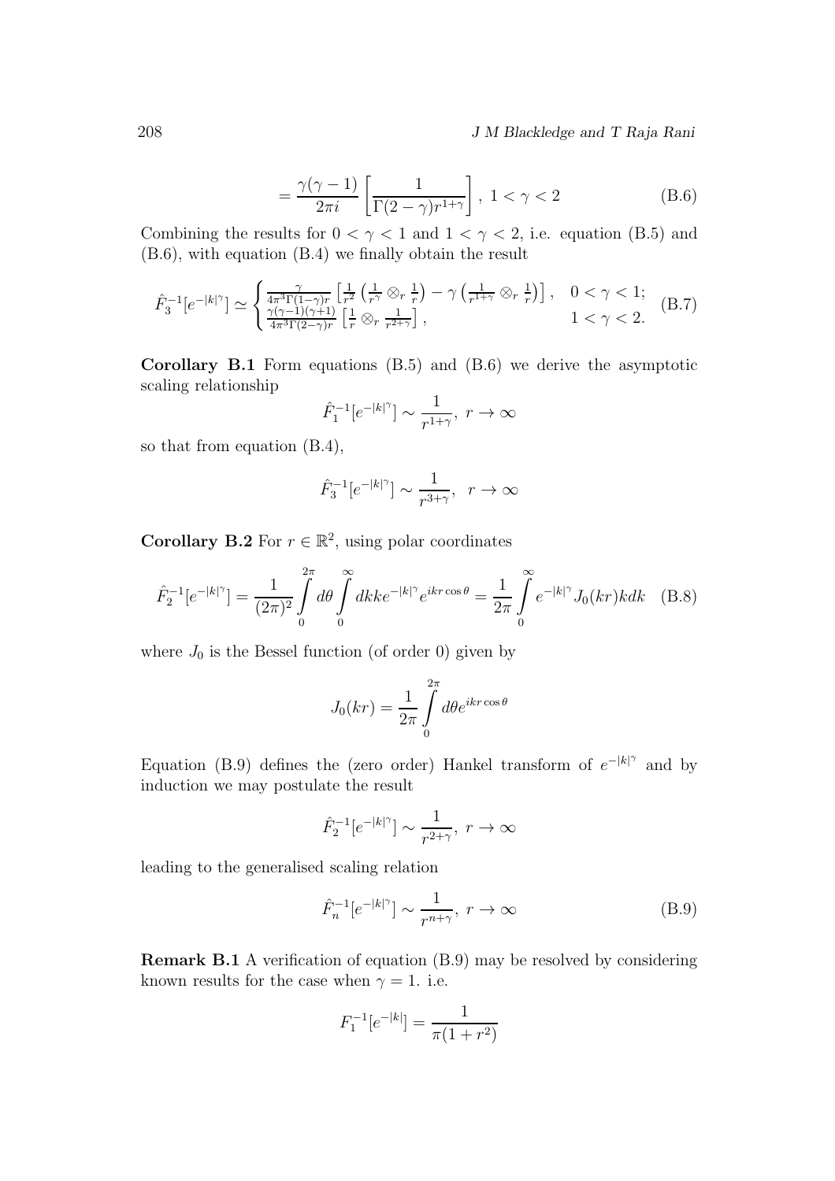$$= \frac{\gamma(\gamma - 1)}{2\pi i} \left[ \frac{1}{\Gamma(2-\gamma) r^{1+\gamma}} \right], \; 1 < \gamma < 2 \tag{B.6}$$

Combining the results for $0 < \gamma < 1$ and $1 < \gamma < 2$, i.e. equation (B.5) and (B.6), with equation (B.4) we finally obtain the result

$$\hat{F}_3^{-1}[e^{-|k|^\gamma}] \simeq \begin{cases} \frac{\gamma}{4\pi^3 \Gamma(1-\gamma) r} \left[ \frac{1}{r^2} \left( \frac{1}{r^\gamma} \otimes_r \frac{1}{r} \right) - \gamma \left( \frac{1}{r^{1+\gamma}} \otimes_r \frac{1}{r} \right) \right], & 0 < \gamma < 1; \\ \frac{\gamma(\gamma-1)(\gamma+1)}{4\pi^3 \Gamma(2-\gamma) r} \left[ \frac{1}{r} \otimes_r \frac{1}{r^{2+\gamma}} \right], & 1 < \gamma < 2. \end{cases} \tag{B.7}$$

**Corollary B.1** Form equations (B.5) and (B.6) we derive the asymptotic scaling relationship

$$\hat{F}_1^{-1}[e^{-|k|^\gamma}] \sim \frac{1}{r^{1+\gamma}}, \; r \to \infty$$

so that from equation (B.4),

$$\hat{F}_3^{-1}[e^{-|k|^\gamma}] \sim \frac{1}{r^{3+\gamma}}, \;\; r \to \infty$$

**Corollary B.2** For $r \in \mathbb{R}^2$, using polar coordinates

$$\hat{F}_2^{-1}[e^{-|k|^\gamma}] = \frac{1}{(2\pi)^2} \int_0^{2\pi} d\theta \int_0^\infty dk k e^{-|k|^\gamma} e^{ikr\cos\theta} = \frac{1}{2\pi} \int_0^\infty e^{-|k|^\gamma} J_0(kr) k dk \tag{B.8}$$

where $J_0$ is the Bessel function (of order 0) given by

$$J_0(kr) = \frac{1}{2\pi} \int_0^{2\pi} d\theta e^{ikr\cos\theta}$$

Equation (B.9) defines the (zero order) Hankel transform of $e^{-|k|^\gamma}$ and by induction we may postulate the result

$$\hat{F}_2^{-1}[e^{-|k|^\gamma}] \sim \frac{1}{r^{2+\gamma}}, \; r \to \infty$$

leading to the generalised scaling relation

$$\hat{F}_n^{-1}[e^{-|k|^\gamma}] \sim \frac{1}{r^{n+\gamma}}, \; r \to \infty \tag{B.9}$$

**Remark B.1** A verification of equation (B.9) may be resolved by considering known results for the case when $\gamma = 1$. i.e.

$$F_1^{-1}[e^{-|k|}] = \frac{1}{\pi(1+r^2)}$$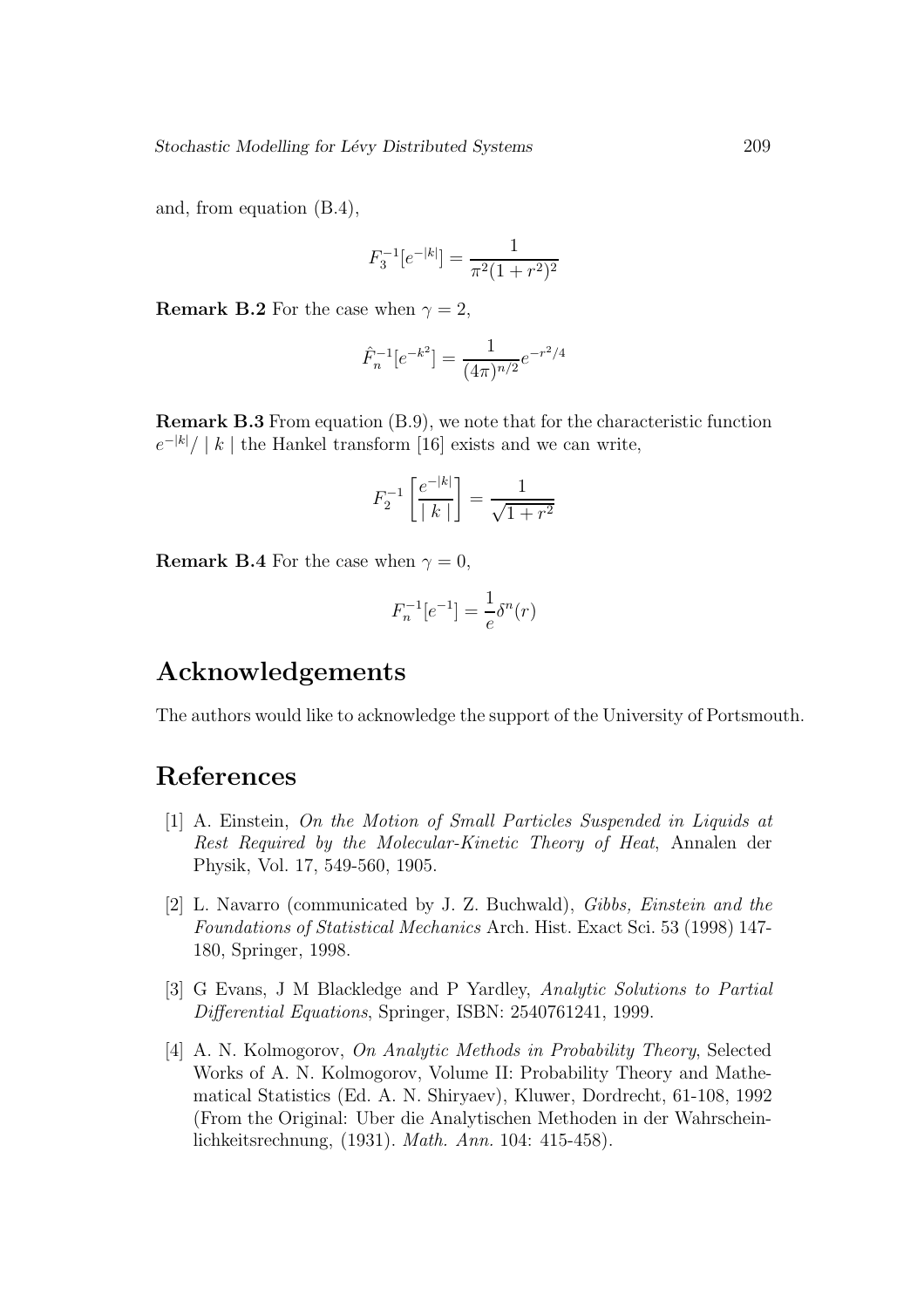and, from equation (B.4),

$$F_3^{-1}[e^{-|k|}] = \frac{1}{\pi^2(1+r^2)^2}$$

**Remark B.2** For the case when $\gamma = 2$,

$$\hat{F}_n^{-1}[e^{-k^2}] = \frac{1}{(4\pi)^{n/2}}e^{-r^2/4}$$

**Remark B.3** From equation (B.9), we note that for the characteristic function $e^{-|k|}/ \mid k \mid$ the Hankel transform [16] exists and we can write,

$$F_2^{-1}\left[\frac{e^{-|k|}}{\mid k \mid}\right] = \frac{1}{\sqrt{1+r^2}}$$

**Remark B.4** For the case when $\gamma = 0$,

$$F_n^{-1}[e^{-1}] = \frac{1}{e}\delta^n(r)$$

## Acknowledgements

The authors would like to acknowledge the support of the University of Portsmouth.

## References

[1] A. Einstein, *On the Motion of Small Particles Suspended in Liquids at Rest Required by the Molecular-Kinetic Theory of Heat*, Annalen der Physik, Vol. 17, 549-560, 1905.

[2] L. Navarro (communicated by J. Z. Buchwald), *Gibbs, Einstein and the Foundations of Statistical Mechanics* Arch. Hist. Exact Sci. 53 (1998) 147-180, Springer, 1998.

[3] G Evans, J M Blackledge and P Yardley, *Analytic Solutions to Partial Differential Equations*, Springer, ISBN: 2540761241, 1999.

[4] A. N. Kolmogorov, *On Analytic Methods in Probability Theory*, Selected Works of A. N. Kolmogorov, Volume II: Probability Theory and Mathematical Statistics (Ed. A. N. Shiryaev), Kluwer, Dordrecht, 61-108, 1992 (From the Original: Uber die Analytischen Methoden in der Wahrscheinlichkeitsrechnung, (1931). *Math. Ann.* 104: 415-458).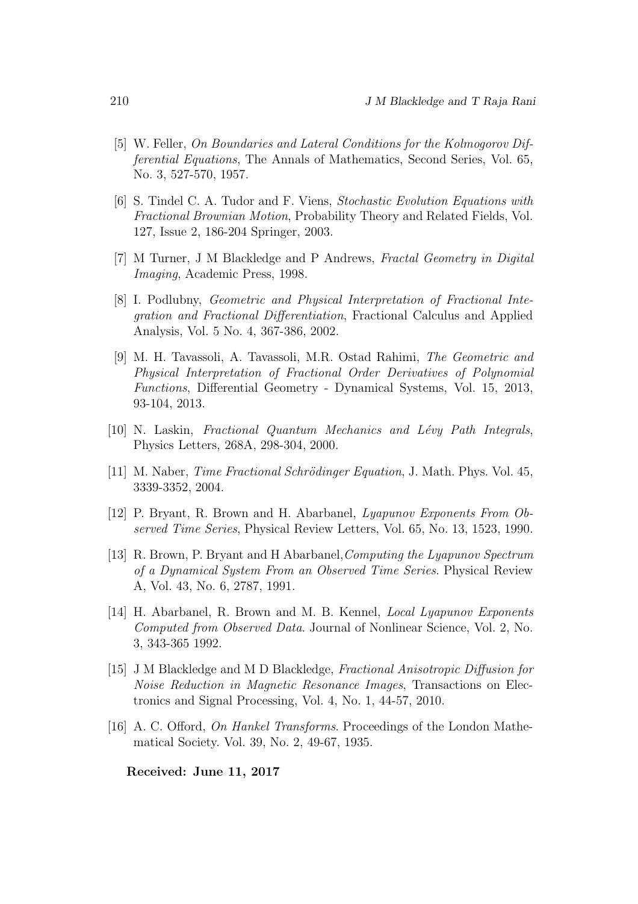[5] W. Feller, *On Boundaries and Lateral Conditions for the Kolmogorov Differential Equations*, The Annals of Mathematics, Second Series, Vol. 65, No. 3, 527-570, 1957.

[6] S. Tindel C. A. Tudor and F. Viens, *Stochastic Evolution Equations with Fractional Brownian Motion*, Probability Theory and Related Fields, Vol. 127, Issue 2, 186-204 Springer, 2003.

[7] M Turner, J M Blackledge and P Andrews, *Fractal Geometry in Digital Imaging*, Academic Press, 1998.

[8] I. Podlubny, *Geometric and Physical Interpretation of Fractional Integration and Fractional Differentiation*, Fractional Calculus and Applied Analysis, Vol. 5 No. 4, 367-386, 2002.

[9] M. H. Tavassoli, A. Tavassoli, M.R. Ostad Rahimi, *The Geometric and Physical Interpretation of Fractional Order Derivatives of Polynomial Functions*, Differential Geometry - Dynamical Systems, Vol. 15, 2013, 93-104, 2013.

[10] N. Laskin, *Fractional Quantum Mechanics and Lévy Path Integrals*, Physics Letters, 268A, 298-304, 2000.

[11] M. Naber, *Time Fractional Schrödinger Equation*, J. Math. Phys. Vol. 45, 3339-3352, 2004.

[12] P. Bryant, R. Brown and H. Abarbanel, *Lyapunov Exponents From Observed Time Series*, Physical Review Letters, Vol. 65, No. 13, 1523, 1990.

[13] R. Brown, P. Bryant and H Abarbanel, *Computing the Lyapunov Spectrum of a Dynamical System From an Observed Time Series*. Physical Review A, Vol. 43, No. 6, 2787, 1991.

[14] H. Abarbanel, R. Brown and M. B. Kennel, *Local Lyapunov Exponents Computed from Observed Data*. Journal of Nonlinear Science, Vol. 2, No. 3, 343-365 1992.

[15] J M Blackledge and M D Blackledge, *Fractional Anisotropic Diffusion for Noise Reduction in Magnetic Resonance Images*, Transactions on Electronics and Signal Processing, Vol. 4, No. 1, 44-57, 2010.

[16] A. C. Offord, *On Hankel Transforms*. Proceedings of the London Mathematical Society. Vol. 39, No. 2, 49-67, 1935.

**Received: June 11, 2017**